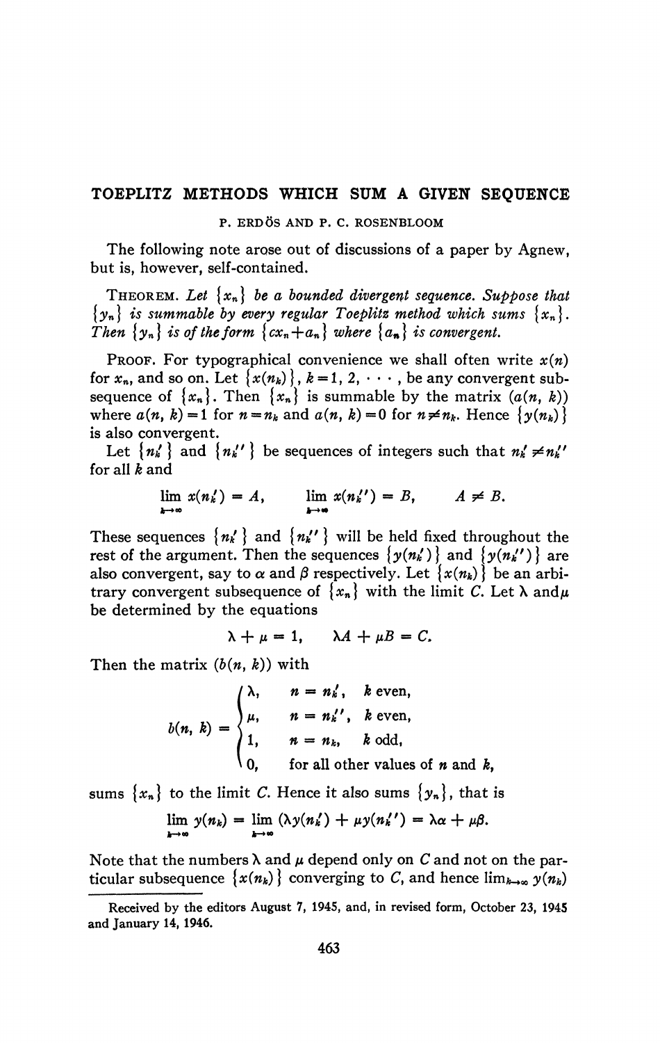# TOEPLITZ METHODS WHICH SUM A GIVEN SEQUENCE

P. ERDÖS AND P. C. ROSENBLOOM

The following note arose out of discussions of a paper by Agnew, but is, however, self-contained.

THEOREM. *Let $\{x_n\}$ be a bounded divergent sequence. Suppose that $\{y_n\}$ is summable by every regular Toeplitz method which sums $\{x_n\}$. Then $\{y_n\}$ is of the form $\{cx_n+a_n\}$ where $\{a_n\}$ is convergent.*

PROOF. For typographical convenience we shall often write $x(n)$ for $x_n$, and so on. Let $\{x(n_k)\}$, $k=1, 2, \cdots$, be any convergent subsequence of $\{x_n\}$. Then $\{x_n\}$ is summable by the matrix $(a(n, k))$ where $a(n, k)=1$ for $n=n_k$ and $a(n, k)=0$ for $n\neq n_k$. Hence $\{y(n_k)\}$ is also convergent.

Let $\{n_k'\}$ and $\{n_k''\}$ be sequences of integers such that $n_k'\neq n_k''$ for all $k$ and

$$\lim_{k\to\infty} x(n_k') = A, \qquad \lim_{k\to\infty} x(n_k'') = B, \qquad A\neq B.$$

These sequences $\{n_k'\}$ and $\{n_k''\}$ will be held fixed throughout the rest of the argument. Then the sequences $\{y(n_k')\}$ and $\{y(n_k'')\}$ are also convergent, say to $\alpha$ and $\beta$ respectively. Let $\{x(n_k)\}$ be an arbitrary convergent subsequence of $\{x_n\}$ with the limit $C$. Let $\lambda$ and $\mu$ be determined by the equations

$$\lambda + \mu = 1, \qquad \lambda A + \mu B = C.$$

Then the matrix $(b(n, k))$ with

$$b(n, k) = \begin{cases} \lambda, & n = n_k', \quad k \text{ even}, \\ \mu, & n = n_k'', \quad k \text{ even}, \\ 1, & n = n_k, \quad k \text{ odd}, \\ 0, & \text{for all other values of } n \text{ and } k, \end{cases}$$

sums $\{x_n\}$ to the limit $C$. Hence it also sums $\{y_n\}$, that is

$$\lim_{k\to\infty} y(n_k) = \lim_{k\to\infty} (\lambda y(n_k') + \mu y(n_k'')) = \lambda\alpha + \mu\beta.$$

Note that the numbers $\lambda$ and $\mu$ depend only on $C$ and not on the particular subsequence $\{x(n_k)\}$ converging to $C$, and hence $\lim_{k\to\infty} y(n_k)$

Received by the editors August 7, 1945, and, in revised form, October 23, 1945 and January 14, 1946.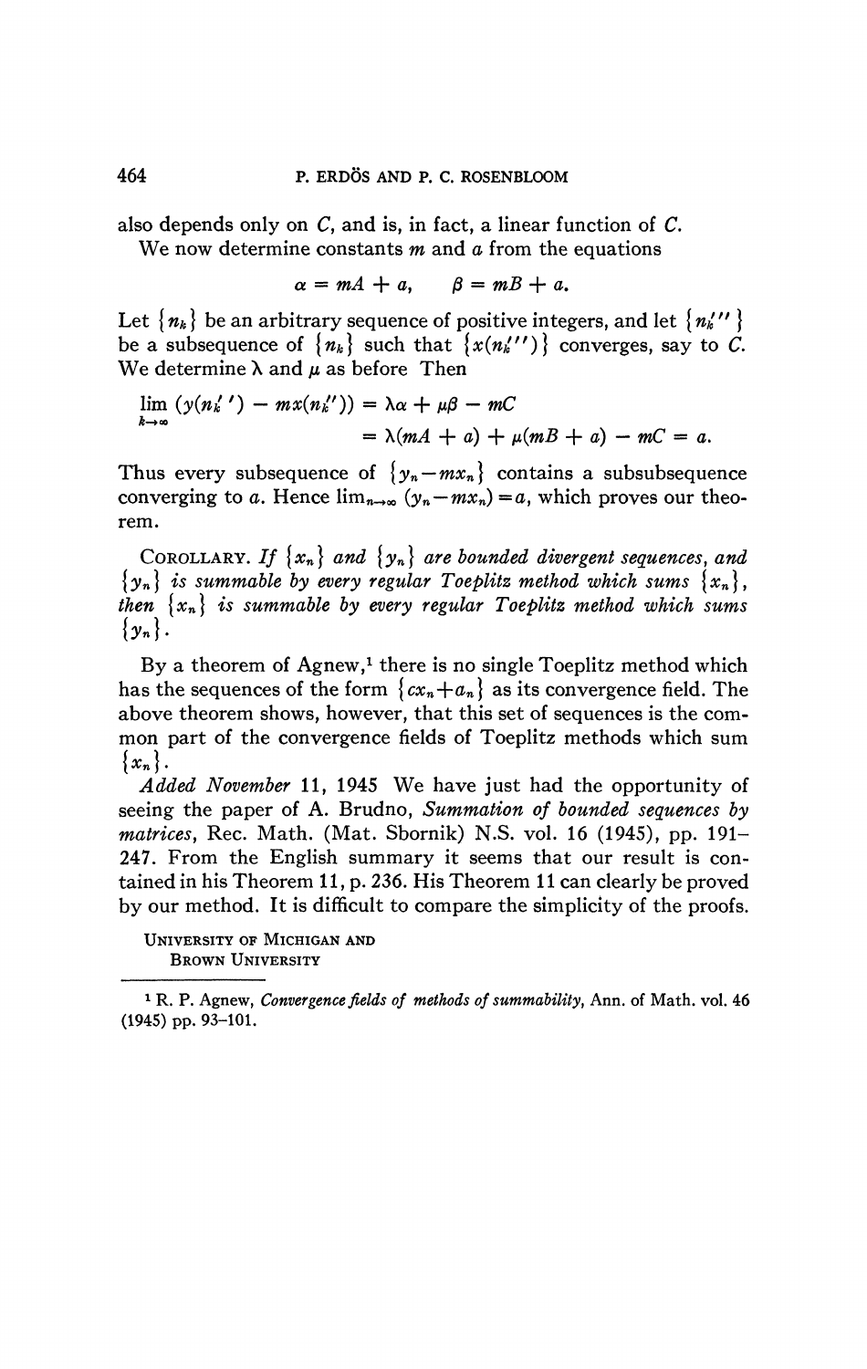also depends only on $C$, and is, in fact, a linear function of $C$.

We now determine constants $m$ and $a$ from the equations

$$\alpha = mA + a, \qquad \beta = mB + a.$$

Let $\{n_k\}$ be an arbitrary sequence of positive integers, and let $\{n_k'''\}$ be a subsequence of $\{n_k\}$ such that $\{x(n_k''')\}$ converges, say to $C$. We determine $\lambda$ and $\mu$ as before Then

$$\begin{aligned}\lim_{k\to\infty} (y(n_k'') - mx(n_k'')) &= \lambda\alpha + \mu\beta - mC \\ &= \lambda(mA + a) + \mu(mB + a) - mC = a.\end{aligned}$$

Thus every subsequence of $\{y_n - mx_n\}$ contains a subsubsequence converging to $a$. Hence $\lim_{n\to\infty} (y_n - mx_n) = a$, which proves our theorem.

COROLLARY. *If $\{x_n\}$ and $\{y_n\}$ are bounded divergent sequences, and $\{y_n\}$ is summable by every regular Toeplitz method which sums $\{x_n\}$, then $\{x_n\}$ is summable by every regular Toeplitz method which sums $\{y_n\}$.*

By a theorem of Agnew,[1] there is no single Toeplitz method which has the sequences of the form $\{cx_n + a_n\}$ as its convergence field. The above theorem shows, however, that this set of sequences is the common part of the convergence fields of Toeplitz methods which sum $\{x_n\}$.

*Added November* 11, 1945 We have just had the opportunity of seeing the paper of A. Brudno, *Summation of bounded sequences by matrices*, Rec. Math. (Mat. Sbornik) N.S. vol. 16 (1945), pp. 191–247. From the English summary it seems that our result is contained in his Theorem 11, p. 236. His Theorem 11 can clearly be proved by our method. It is difficult to compare the simplicity of the proofs.

UNIVERSITY OF MICHIGAN AND
BROWN UNIVERSITY

---

[1] R. P. Agnew, *Convergence fields of methods of summability*, Ann. of Math. vol. 46 (1945) pp. 93–101.